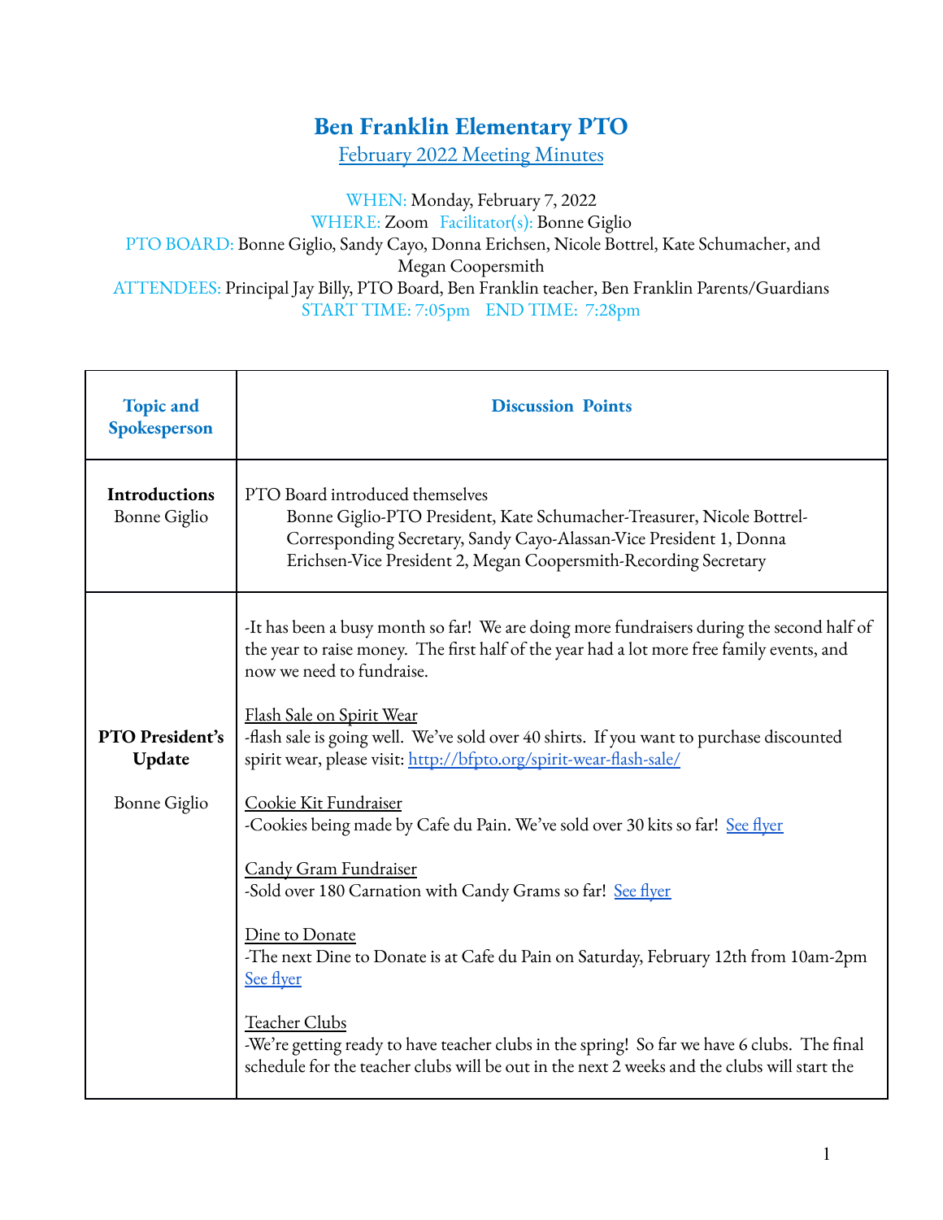# Ben Franklin Elementary PTO

## February 2022 Meeting Minutes

WHEN: Monday, February 7, 2022
WHERE: Zoom Facilitator(s): Bonne Giglio
PTO BOARD: Bonne Giglio, Sandy Cayo, Donna Erichsen, Nicole Bottrel, Kate Schumacher, and Megan Coopersmith
ATTENDEES: Principal Jay Billy, PTO Board, Ben Franklin teacher, Ben Franklin Parents/Guardians
START TIME: 7:05pm END TIME: 7:28pm

| Topic and Spokesperson | Discussion Points |
|---|---|
| **Introductions** Bonne Giglio | PTO Board introduced themselves<br>Bonne Giglio-PTO President, Kate Schumacher-Treasurer, Nicole Bottrel-Corresponding Secretary, Sandy Cayo-Alassan-Vice President 1, Donna Erichsen-Vice President 2, Megan Coopersmith-Recording Secretary |
| **PTO President's Update**<br><br>Bonne Giglio | -It has been a busy month so far! We are doing more fundraisers during the second half of the year to raise money. The first half of the year had a lot more free family events, and now we need to fundraise.<br><br>Flash Sale on Spirit Wear<br>-flash sale is going well. We've sold over 40 shirts. If you want to purchase discounted spirit wear, please visit: http://bfpto.org/spirit-wear-flash-sale/<br><br>Cookie Kit Fundraiser<br>-Cookies being made by Cafe du Pain. We've sold over 30 kits so far! See flyer<br><br>Candy Gram Fundraiser<br>-Sold over 180 Carnation with Candy Grams so far! See flyer<br><br>Dine to Donate<br>-The next Dine to Donate is at Cafe du Pain on Saturday, February 12th from 10am-2pm See flyer<br><br>Teacher Clubs<br>-We're getting ready to have teacher clubs in the spring! So far we have 6 clubs. The final schedule for the teacher clubs will be out in the next 2 weeks and the clubs will start the |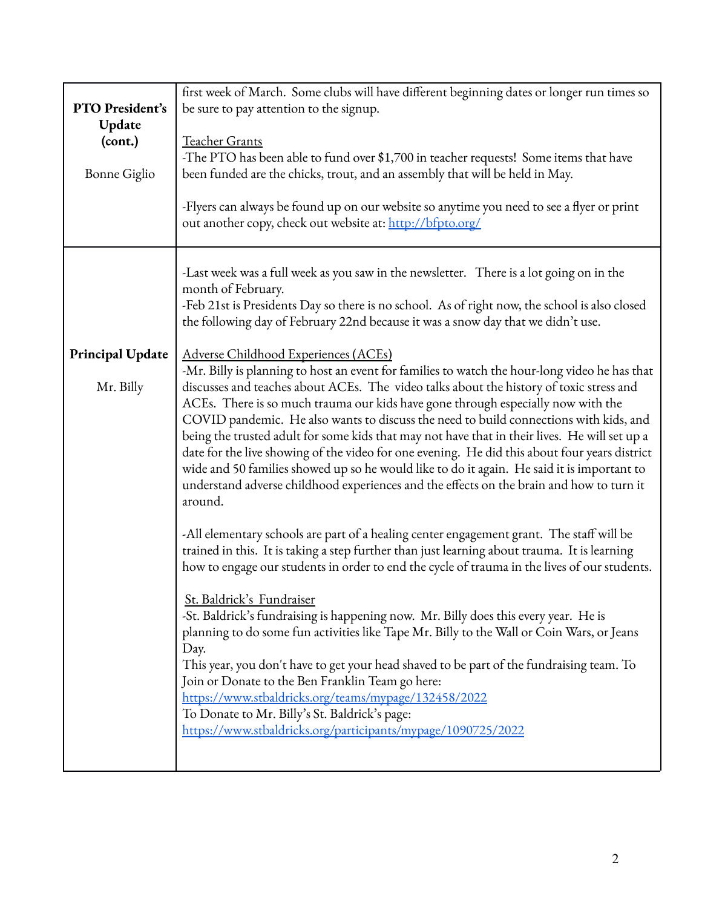| | |
|---|---|
| **PTO President's Update (cont.)**<br><br>Bonne Giglio | first week of March. Some clubs will have different beginning dates or longer run times so be sure to pay attention to the signup.<br><br>Teacher Grants<br>-The PTO has been able to fund over $1,700 in teacher requests! Some items that have been funded are the chicks, trout, and an assembly that will be held in May.<br><br>-Flyers can always be found up on our website so anytime you need to see a flyer or print out another copy, check out website at: [http://bfpto.org/](http://bfpto.org/) |
| **Principal Update**<br><br>Mr. Billy | -Last week was a full week as you saw in the newsletter. There is a lot going on in the month of February.<br>-Feb 21st is Presidents Day so there is no school. As of right now, the school is also closed the following day of February 22nd because it was a snow day that we didn't use.<br><br>Adverse Childhood Experiences (ACEs)<br>-Mr. Billy is planning to host an event for families to watch the hour-long video he has that discusses and teaches about ACEs. The video talks about the history of toxic stress and ACEs. There is so much trauma our kids have gone through especially now with the COVID pandemic. He also wants to discuss the need to build connections with kids, and being the trusted adult for some kids that may not have that in their lives. He will set up a date for the live showing of the video for one evening. He did this about four years district wide and 50 families showed up so he would like to do it again. He said it is important to understand adverse childhood experiences and the effects on the brain and how to turn it around.<br><br>-All elementary schools are part of a healing center engagement grant. The staff will be trained in this. It is taking a step further than just learning about trauma. It is learning how to engage our students in order to end the cycle of trauma in the lives of our students.<br><br>St. Baldrick's Fundraiser<br>-St. Baldrick's fundraising is happening now. Mr. Billy does this every year. He is planning to do some fun activities like Tape Mr. Billy to the Wall or Coin Wars, or Jeans Day.<br>This year, you don't have to get your head shaved to be part of the fundraising team. To Join or Donate to the Ben Franklin Team go here:<br>[https://www.stbaldricks.org/teams/mypage/132458/2022](https://www.stbaldricks.org/teams/mypage/132458/2022)<br>To Donate to Mr. Billy's St. Baldrick's page:<br>[https://www.stbaldricks.org/participants/mypage/1090725/2022](https://www.stbaldricks.org/participants/mypage/1090725/2022) |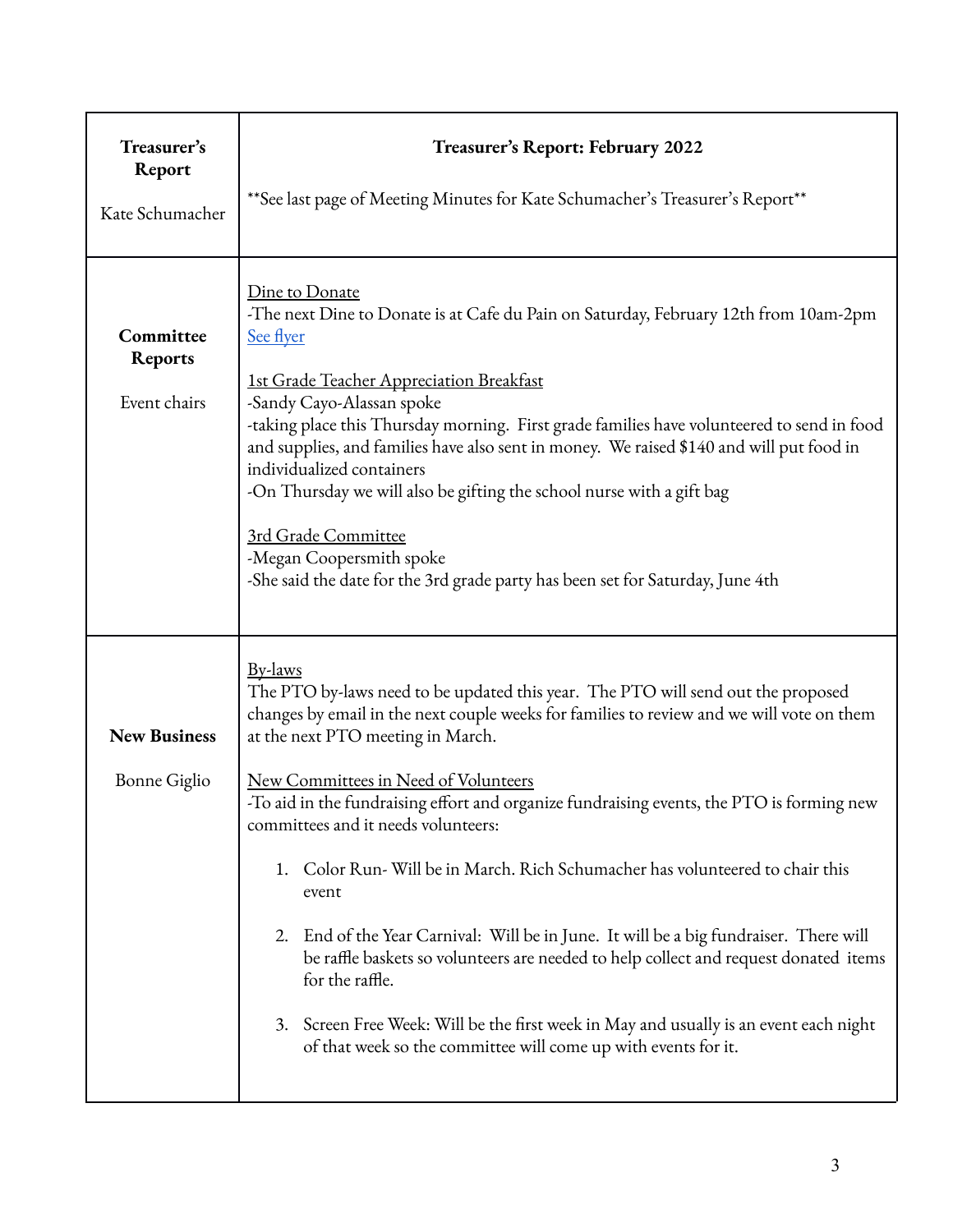| | |
|---|---|
| **Treasurer's Report**<br><br>Kate Schumacher | **Treasurer's Report: February 2022**<br><br>\*\*See last page of Meeting Minutes for Kate Schumacher's Treasurer's Report\*\* |
| **Committee Reports**<br><br>Event chairs | Dine to Donate<br>-The next Dine to Donate is at Cafe du Pain on Saturday, February 12th from 10am-2pm<br>See flyer<br><br>1st Grade Teacher Appreciation Breakfast<br>-Sandy Cayo-Alassan spoke<br>-taking place this Thursday morning. First grade families have volunteered to send in food and supplies, and families have also sent in money. We raised $140 and will put food in individualized containers<br>-On Thursday we will also be gifting the school nurse with a gift bag<br><br>3rd Grade Committee<br>-Megan Coopersmith spoke<br>-She said the date for the 3rd grade party has been set for Saturday, June 4th |
| **New Business**<br><br>Bonne Giglio | By-laws<br>The PTO by-laws need to be updated this year. The PTO will send out the proposed changes by email in the next couple weeks for families to review and we will vote on them at the next PTO meeting in March.<br><br>New Committees in Need of Volunteers<br>-To aid in the fundraising effort and organize fundraising events, the PTO is forming new committees and it needs volunteers:<br><br>1. Color Run- Will be in March. Rich Schumacher has volunteered to chair this event<br><br>2. End of the Year Carnival: Will be in June. It will be a big fundraiser. There will be raffle baskets so volunteers are needed to help collect and request donated items for the raffle.<br><br>3. Screen Free Week: Will be the first week in May and usually is an event each night of that week so the committee will come up with events for it. |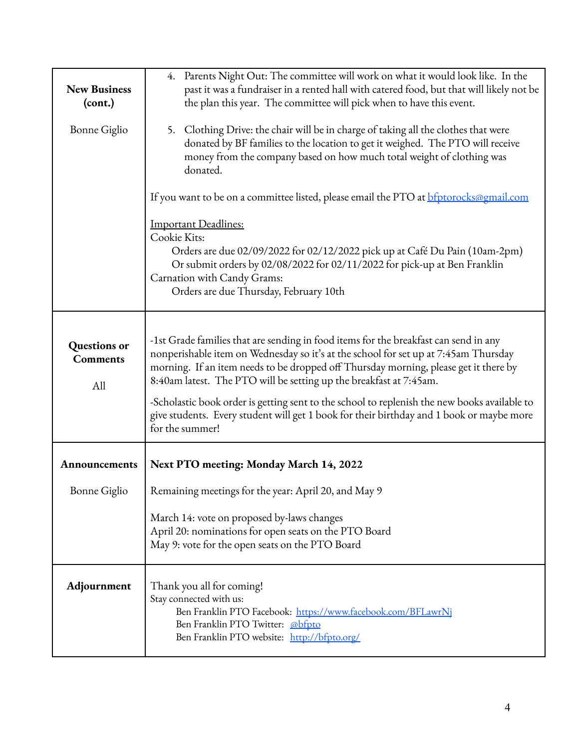| | |
|---|---|
| **New Business (cont.)**<br><br>Bonne Giglio | 4. Parents Night Out: The committee will work on what it would look like. In the past it was a fundraiser in a rented hall with catered food, but that will likely not be the plan this year. The committee will pick when to have this event.<br><br>5. Clothing Drive: the chair will be in charge of taking all the clothes that were donated by BF families to the location to get it weighed. The PTO will receive money from the company based on how much total weight of clothing was donated.<br><br>If you want to be on a committee listed, please email the PTO at [bfptorocks@gmail.com](mailto:bfptorocks@gmail.com)<br><br>Important Deadlines:<br>Cookie Kits:<br>Orders are due 02/09/2022 for 02/12/2022 pick up at Café Du Pain (10am-2pm)<br>Or submit orders by 02/08/2022 for 02/11/2022 for pick-up at Ben Franklin<br>Carnation with Candy Grams:<br>Orders are due Thursday, February 10th |
| **Questions or Comments**<br><br>All | -1st Grade families that are sending in food items for the breakfast can send in any nonperishable item on Wednesday so it's at the school for set up at 7:45am Thursday morning. If an item needs to be dropped off Thursday morning, please get it there by 8:40am latest. The PTO will be setting up the breakfast at 7:45am.<br><br>-Scholastic book order is getting sent to the school to replenish the new books available to give students. Every student will get 1 book for their birthday and 1 book or maybe more for the summer! |
| **Announcements**<br><br>Bonne Giglio | **Next PTO meeting: Monday March 14, 2022**<br><br>Remaining meetings for the year: April 20, and May 9<br><br>March 14: vote on proposed by-laws changes<br>April 20: nominations for open seats on the PTO Board<br>May 9: vote for the open seats on the PTO Board |
| **Adjournment** | Thank you all for coming!<br>Stay connected with us:<br>Ben Franklin PTO Facebook: [https://www.facebook.com/BFLawrNj](https://www.facebook.com/BFLawrNj)<br>Ben Franklin PTO Twitter: [@bfpto](https://twitter.com/bfpto)<br>Ben Franklin PTO website: [http://bfpto.org/](http://bfpto.org/) |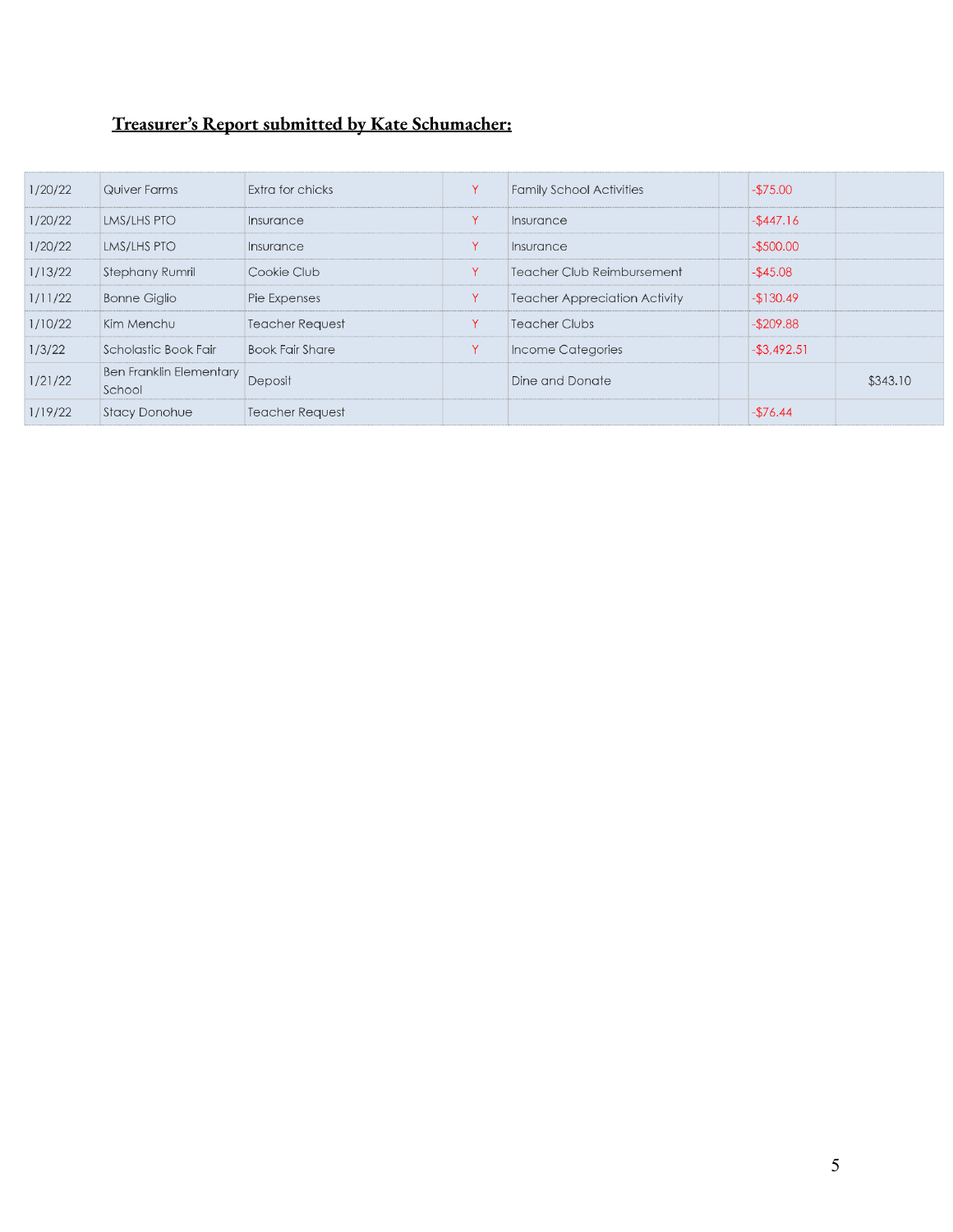**<u>Treasurer's Report submitted by Kate Schumacher:</u>**

| | | | | | | | |
|---|---|---|---|---|---|---|---|
| 1/20/22 | Quiver Farms | Extra for chicks | Y | Family School Activities | | -$75.00 | |
| 1/20/22 | LMS/LHS PTO | Insurance | Y | Insurance | | -$447.16 | |
| 1/20/22 | LMS/LHS PTO | Insurance | Y | Insurance | | -$500.00 | |
| 1/13/22 | Stephany Rumril | Cookie Club | Y | Teacher Club Reimbursement | | -$45.08 | |
| 1/11/22 | Bonne Giglio | Pie Expenses | Y | Teacher Appreciation Activity | | -$130.49 | |
| 1/10/22 | Kim Menchu | Teacher Request | Y | Teacher Clubs | | -$209.88 | |
| 1/3/22 | Scholastic Book Fair | Book Fair Share | Y | Income Categories | | -$3.492.51 | |
| 1/21/22 | Ben Franklin Elementary School | Deposit | | Dine and Donate | | | $343.10 |
| 1/19/22 | Stacy Donohue | Teacher Request | | | | -$76.44 | |